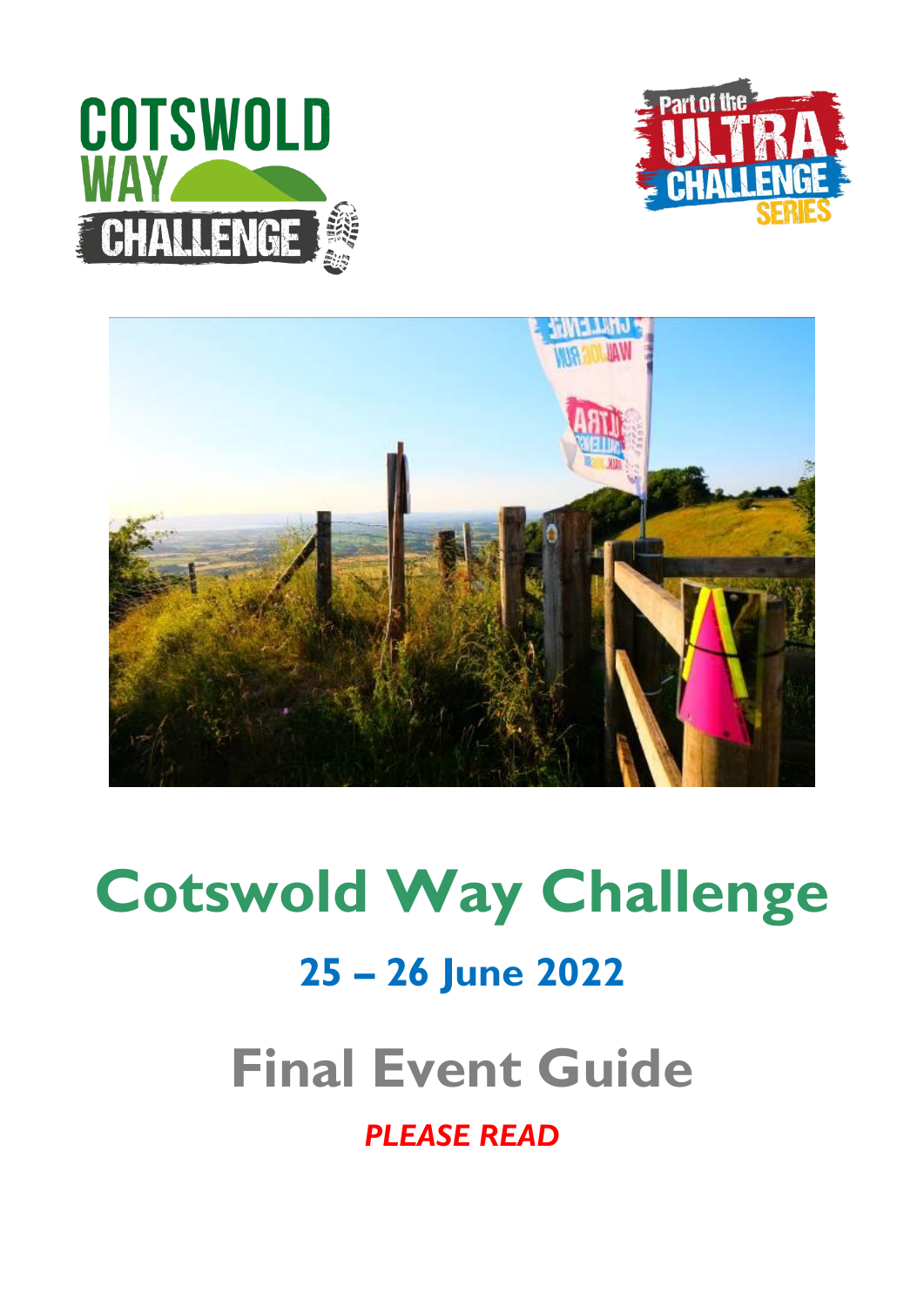# Cotswold Way Challenge

## 25 – 26 June 2022

# Final Event Guide

***PLEASE READ***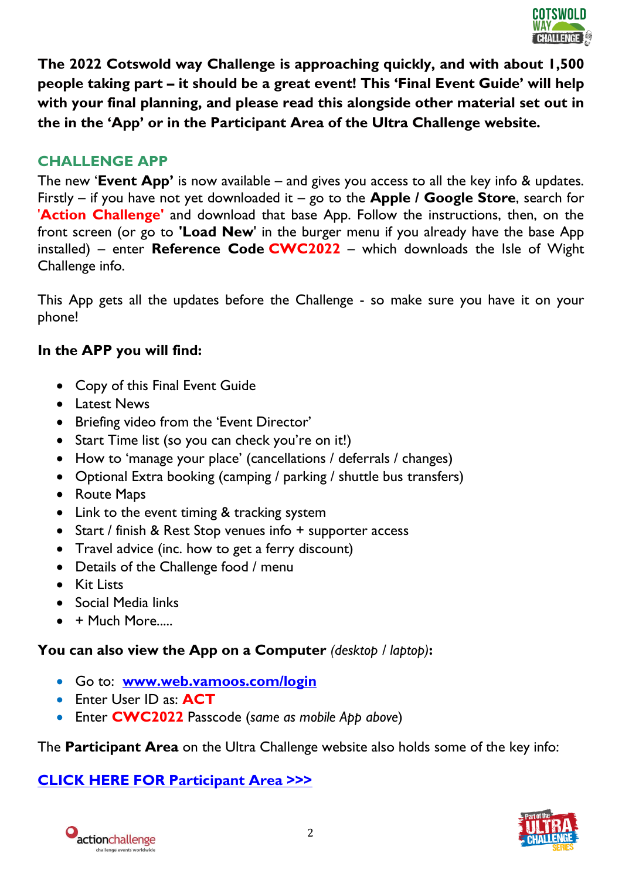**The 2022 Cotswold way Challenge is approaching quickly, and with about 1,500 people taking part – it should be a great event! This 'Final Event Guide' will help with your final planning, and please read this alongside other material set out in the in the 'App' or in the Participant Area of the Ultra Challenge website.**

## CHALLENGE APP

The new '**Event App'** is now available – and gives you access to all the key info & updates. Firstly – if you have not yet downloaded it – go to the **Apple / Google Store**, search for **'Action Challenge'** and download that base App. Follow the instructions, then, on the front screen (or go to **'Load New'** in the burger menu if you already have the base App installed) – enter **Reference Code CWC2022** – which downloads the Isle of Wight Challenge info.

This App gets all the updates before the Challenge - so make sure you have it on your phone!

**In the APP you will find:**

- Copy of this Final Event Guide
- Latest News
- Briefing video from the 'Event Director'
- Start Time list (so you can check you're on it!)
- How to 'manage your place' (cancellations / deferrals / changes)
- Optional Extra booking (camping / parking / shuttle bus transfers)
- Route Maps
- Link to the event timing & tracking system
- Start / finish & Rest Stop venues info + supporter access
- Travel advice (inc. how to get a ferry discount)
- Details of the Challenge food / menu
- Kit Lists
- Social Media links
- \+ Much More.....

**You can also view the App on a Computer** *(desktop / laptop)***:**

- Go to: **www.web.vamoos.com/login**
- Enter User ID as: **ACT**
- Enter **CWC2022** Passcode (*same as mobile App above*)

The **Participant Area** on the Ultra Challenge website also holds some of the key info:

**CLICK HERE FOR Participant Area >>>**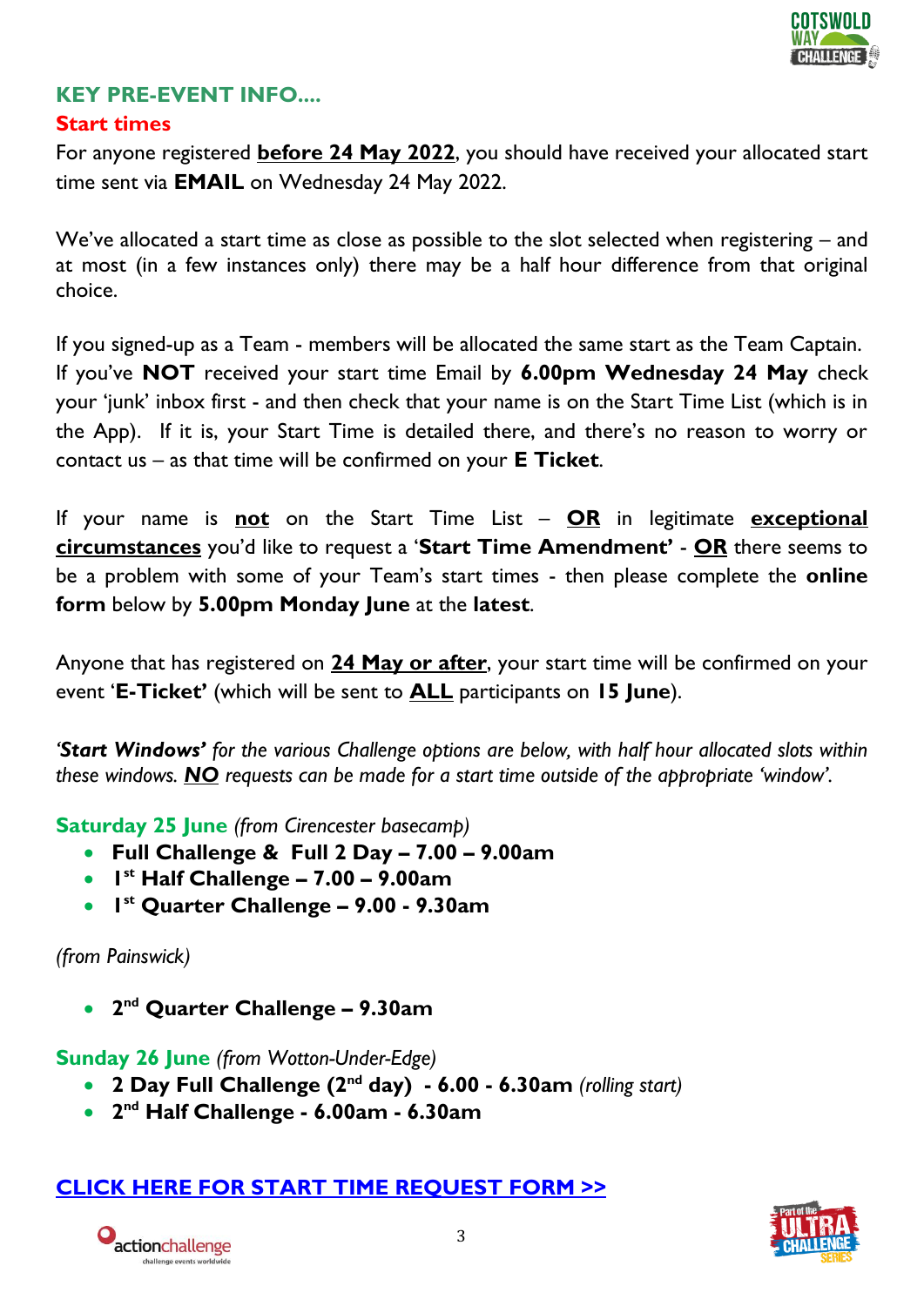## KEY PRE-EVENT INFO....

### Start times

For anyone registered **before 24 May 2022**, you should have received your allocated start time sent via **EMAIL** on Wednesday 24 May 2022.

We've allocated a start time as close as possible to the slot selected when registering – and at most (in a few instances only) there may be a half hour difference from that original choice.

If you signed-up as a Team - members will be allocated the same start as the Team Captain. If you've **NOT** received your start time Email by **6.00pm Wednesday 24 May** check your 'junk' inbox first - and then check that your name is on the Start Time List (which is in the App). If it is, your Start Time is detailed there, and there's no reason to worry or contact us – as that time will be confirmed on your **E Ticket**.

If your name is **not** on the Start Time List – **OR** in legitimate **exceptional circumstances** you'd like to request a '**Start Time Amendment'** - **OR** there seems to be a problem with some of your Team's start times - then please complete the **online form** below by **5.00pm Monday June** at the **latest**.

Anyone that has registered on **24 May or after**, your start time will be confirmed on your event '**E-Ticket'** (which will be sent to **ALL** participants on **15 June**).

*'**Start Windows'** for the various Challenge options are below, with half hour allocated slots within these windows. **NO** requests can be made for a start time outside of the appropriate 'window'.*

**Saturday 25 June** *(from Cirencester basecamp)*

- **Full Challenge & Full 2 Day – 7.00 – 9.00am**
- **1st Half Challenge – 7.00 – 9.00am**
- **1st Quarter Challenge – 9.00 - 9.30am**

*(from Painswick)*

- **2nd Quarter Challenge – 9.30am**

**Sunday 26 June** *(from Wotton-Under-Edge)*

- **2 Day Full Challenge (2nd day) - 6.00 - 6.30am** *(rolling start)*
- **2nd Half Challenge - 6.00am - 6.30am**

**CLICK HERE FOR START TIME REQUEST FORM >>**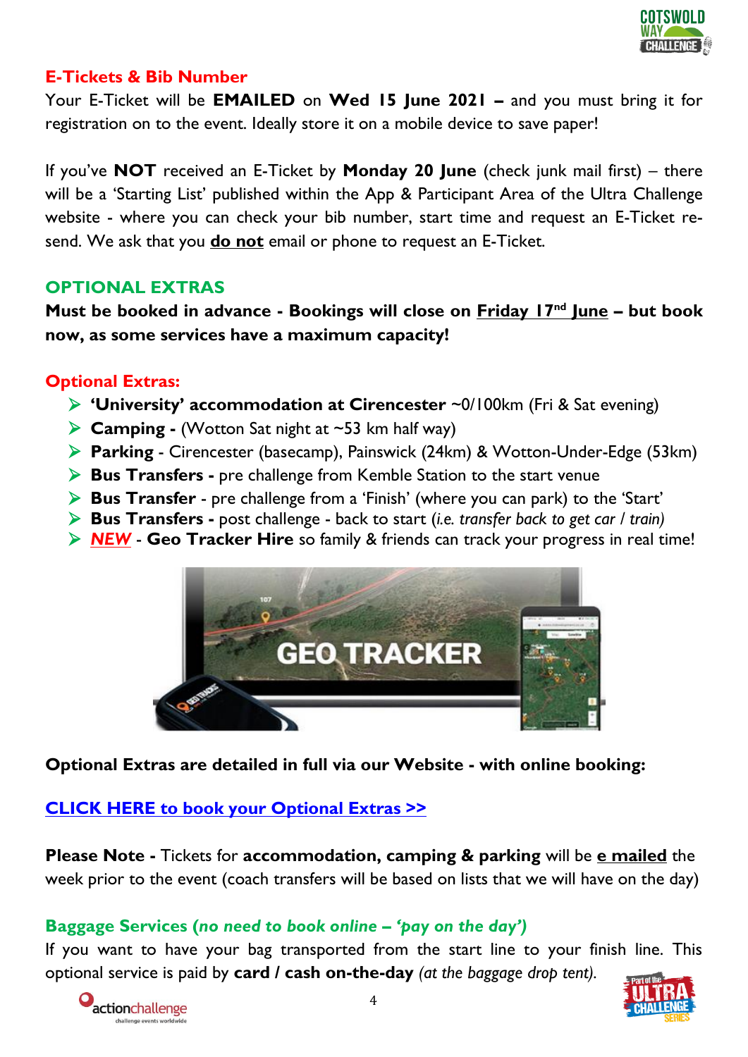## E-Tickets & Bib Number

Your E-Ticket will be **EMAILED** on **Wed 15 June 2021 –** and you must bring it for registration on to the event. Ideally store it on a mobile device to save paper!

If you've **NOT** received an E-Ticket by **Monday 20 June** (check junk mail first) – there will be a 'Starting List' published within the App & Participant Area of the Ultra Challenge website - where you can check your bib number, start time and request an E-Ticket re-send. We ask that you **do not** email or phone to request an E-Ticket.

## OPTIONAL EXTRAS

**Must be booked in advance - Bookings will close on Friday 17nd June – but book now, as some services have a maximum capacity!**

### Optional Extras:

- **'University' accommodation at Cirencester** ~0/100km (Fri & Sat evening)
- **Camping -** (Wotton Sat night at ~53 km half way)
- **Parking** - Cirencester (basecamp), Painswick (24km) & Wotton-Under-Edge (53km)
- **Bus Transfers -** pre challenge from Kemble Station to the start venue
- **Bus Transfer** - pre challenge from a 'Finish' (where you can park) to the 'Start'
- **Bus Transfers -** post challenge - back to start (*i.e. transfer back to get car / train)*
- ***NEW*** - **Geo Tracker Hire** so family & friends can track your progress in real time!

**Optional Extras are detailed in full via our Website - with online booking:**

**CLICK HERE to book your Optional Extras >>**

**Please Note -** Tickets for **accommodation, camping & parking** will be **e mailed** the week prior to the event (coach transfers will be based on lists that we will have on the day)

### Baggage Services (*no need to book online – 'pay on the day'*)

If you want to have your bag transported from the start line to your finish line. This optional service is paid by **card / cash on-the-day** *(at the baggage drop tent).*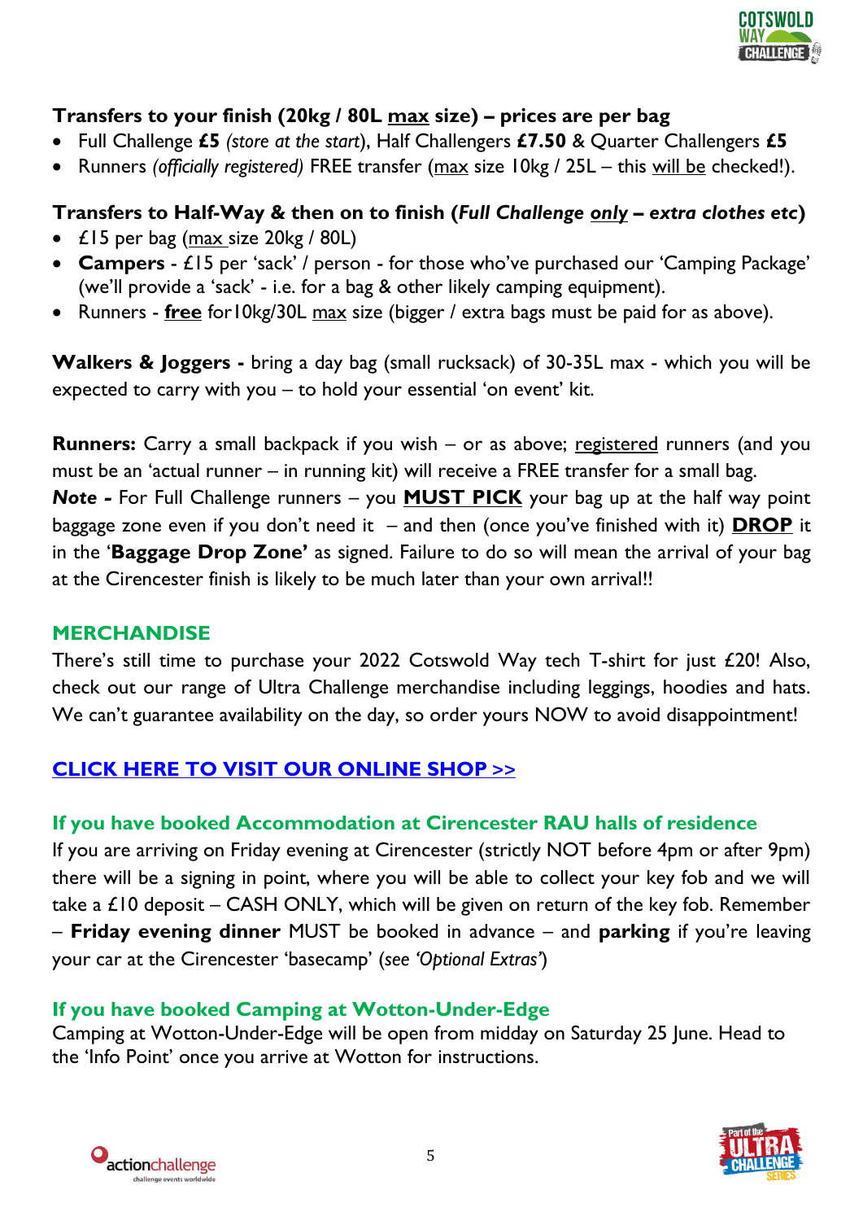### Transfers to your finish (20kg / 80L max size) – prices are per bag

- Full Challenge **£5** *(store at the start)*, Half Challengers **£7.50** & Quarter Challengers **£5**
- Runners *(officially registered)* FREE transfer (max size 10kg / 25L – this will be checked!).

### Transfers to Half-Way & then on to finish (*Full Challenge only – extra clothes etc*)

- £15 per bag (max size 20kg / 80L)
- **Campers** - £15 per 'sack' / person - for those who've purchased our 'Camping Package' (we'll provide a 'sack' - i.e. for a bag & other likely camping equipment).
- Runners - **free** for10kg/30L max size (bigger / extra bags must be paid for as above).

**Walkers & Joggers -** bring a day bag (small rucksack) of 30-35L max - which you will be expected to carry with you – to hold your essential 'on event' kit.

**Runners:** Carry a small backpack if you wish – or as above; registered runners (and you must be an 'actual runner – in running kit) will receive a FREE transfer for a small bag.
***Note -*** For Full Challenge runners – you **MUST PICK** your bag up at the half way point baggage zone even if you don't need it – and then (once you've finished with it) **DROP** it in the '**Baggage Drop Zone'** as signed. Failure to do so will mean the arrival of your bag at the Cirencester finish is likely to be much later than your own arrival!!

## MERCHANDISE

There's still time to purchase your 2022 Cotswold Way tech T-shirt for just £20! Also, check out our range of Ultra Challenge merchandise including leggings, hoodies and hats. We can't guarantee availability on the day, so order yours NOW to avoid disappointment!

**CLICK HERE TO VISIT OUR ONLINE SHOP >>**

### If you have booked Accommodation at Cirencester RAU halls of residence

If you are arriving on Friday evening at Cirencester (strictly NOT before 4pm or after 9pm) there will be a signing in point, where you will be able to collect your key fob and we will take a £10 deposit – CASH ONLY, which will be given on return of the key fob. Remember – **Friday evening dinner** MUST be booked in advance – and **parking** if you're leaving your car at the Cirencester 'basecamp' (*see 'Optional Extras'*)

### If you have booked Camping at Wotton-Under-Edge

Camping at Wotton-Under-Edge will be open from midday on Saturday 25 June. Head to the 'Info Point' once you arrive at Wotton for instructions.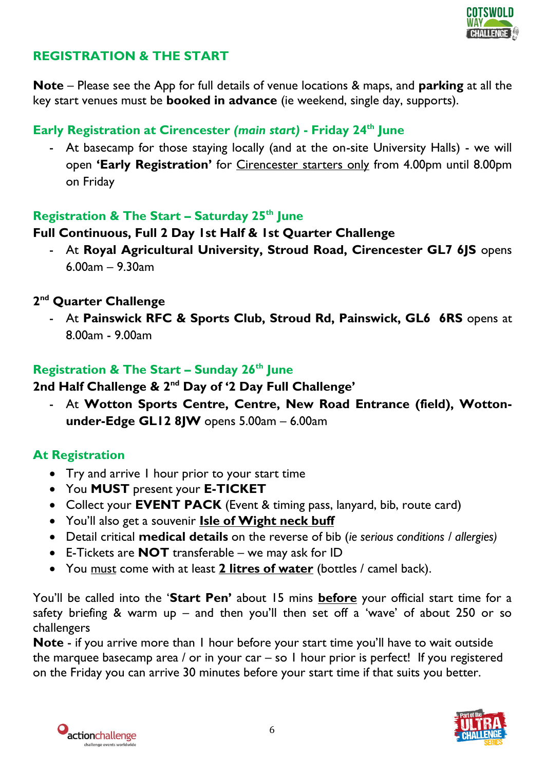## REGISTRATION & THE START

**Note** – Please see the App for full details of venue locations & maps, and **parking** at all the key start venues must be **booked in advance** (ie weekend, single day, supports).

### Early Registration at Cirencester *(main start)* - Friday 24th June

- At basecamp for those staying locally (and at the on-site University Halls) - we will open **'Early Registration'** for Cirencester starters only from 4.00pm until 8.00pm on Friday

### Registration & The Start – Saturday 25th June

**Full Continuous, Full 2 Day 1st Half & 1st Quarter Challenge**

- At **Royal Agricultural University, Stroud Road, Cirencester GL7 6JS** opens 6.00am – 9.30am

**2nd Quarter Challenge**

- At **Painswick RFC & Sports Club, Stroud Rd, Painswick, GL6 6RS** opens at 8.00am - 9.00am

### Registration & The Start – Sunday 26th June

**2nd Half Challenge & 2nd Day of '2 Day Full Challenge'**

- At **Wotton Sports Centre, Centre, New Road Entrance (field), Wotton-under-Edge GL12 8JW** opens 5.00am – 6.00am

### At Registration

- Try and arrive 1 hour prior to your start time
- You **MUST** present your **E-TICKET**
- Collect your **EVENT PACK** (Event & timing pass, lanyard, bib, route card)
- You'll also get a souvenir **Isle of Wight neck buff**
- Detail critical **medical details** on the reverse of bib (*ie serious conditions / allergies)*
- E-Tickets are **NOT** transferable – we may ask for ID
- You must come with at least **2 litres of water** (bottles / camel back).

You'll be called into the '**Start Pen'** about 15 mins **before** your official start time for a safety briefing & warm up – and then you'll then set off a 'wave' of about 250 or so challengers

**Note** - if you arrive more than 1 hour before your start time you'll have to wait outside the marquee basecamp area / or in your car – so 1 hour prior is perfect! If you registered on the Friday you can arrive 30 minutes before your start time if that suits you better.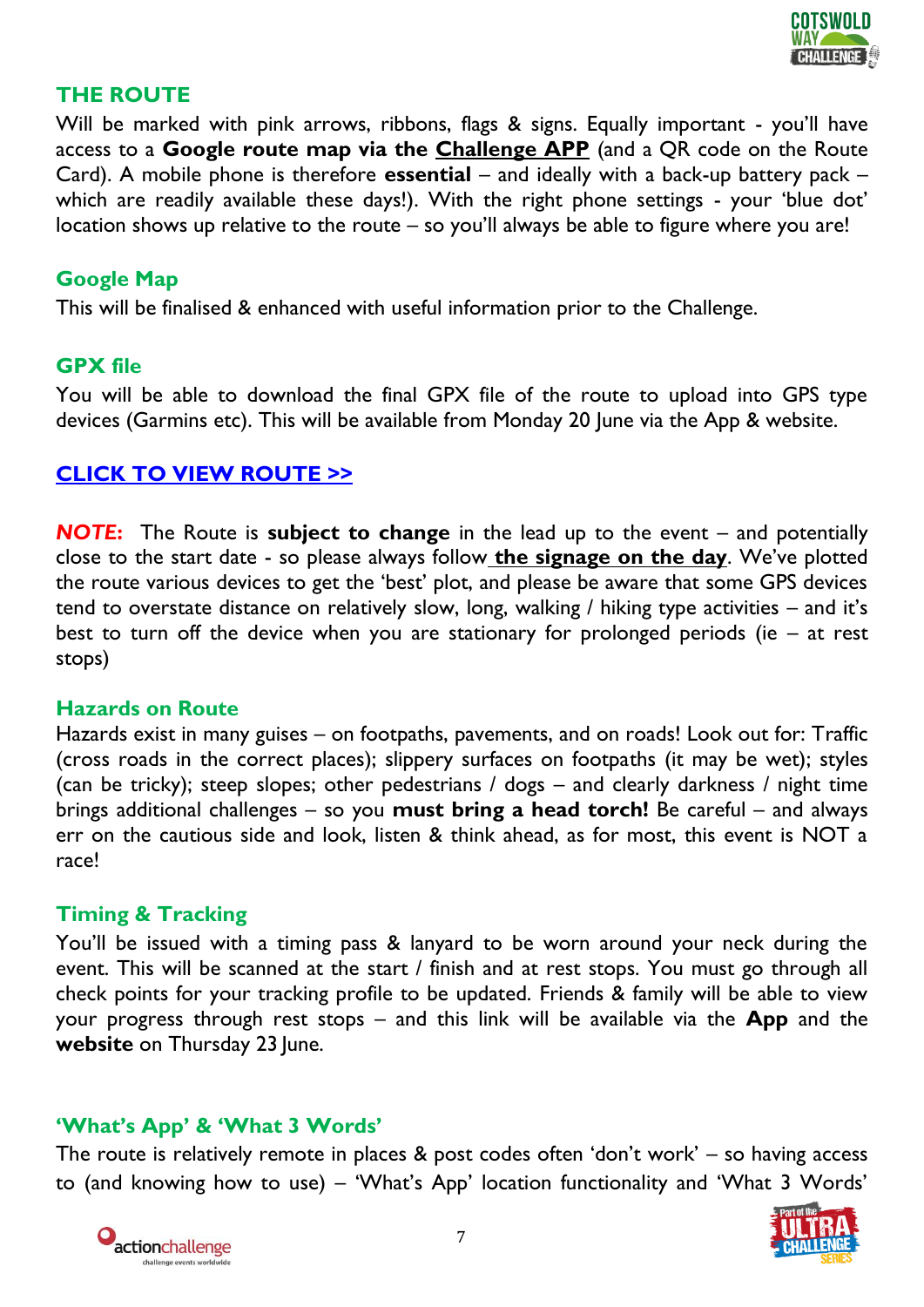## THE ROUTE

Will be marked with pink arrows, ribbons, flags & signs. Equally important - you'll have access to a **Google route map via the Challenge APP** (and a QR code on the Route Card). A mobile phone is therefore **essential** – and ideally with a back-up battery pack – which are readily available these days!). With the right phone settings - your 'blue dot' location shows up relative to the route – so you'll always be able to figure where you are!

### Google Map

This will be finalised & enhanced with useful information prior to the Challenge.

### GPX file

You will be able to download the final GPX file of the route to upload into GPS type devices (Garmins etc). This will be available from Monday 20 June via the App & website.

**CLICK TO VIEW ROUTE >>**

***NOTE:*** The Route is **subject to change** in the lead up to the event – and potentially close to the start date - so please always follow **the signage on the day**. We've plotted the route various devices to get the 'best' plot, and please be aware that some GPS devices tend to overstate distance on relatively slow, long, walking / hiking type activities – and it's best to turn off the device when you are stationary for prolonged periods (ie – at rest stops)

### Hazards on Route

Hazards exist in many guises – on footpaths, pavements, and on roads! Look out for: Traffic (cross roads in the correct places); slippery surfaces on footpaths (it may be wet); styles (can be tricky); steep slopes; other pedestrians / dogs – and clearly darkness / night time brings additional challenges – so you **must bring a head torch!** Be careful – and always err on the cautious side and look, listen & think ahead, as for most, this event is NOT a race!

### Timing & Tracking

You'll be issued with a timing pass & lanyard to be worn around your neck during the event. This will be scanned at the start / finish and at rest stops. You must go through all check points for your tracking profile to be updated. Friends & family will be able to view your progress through rest stops – and this link will be available via the **App** and the **website** on Thursday 23 June.

### 'What's App' & 'What 3 Words'

The route is relatively remote in places & post codes often 'don't work' – so having access to (and knowing how to use) – 'What's App' location functionality and 'What 3 Words'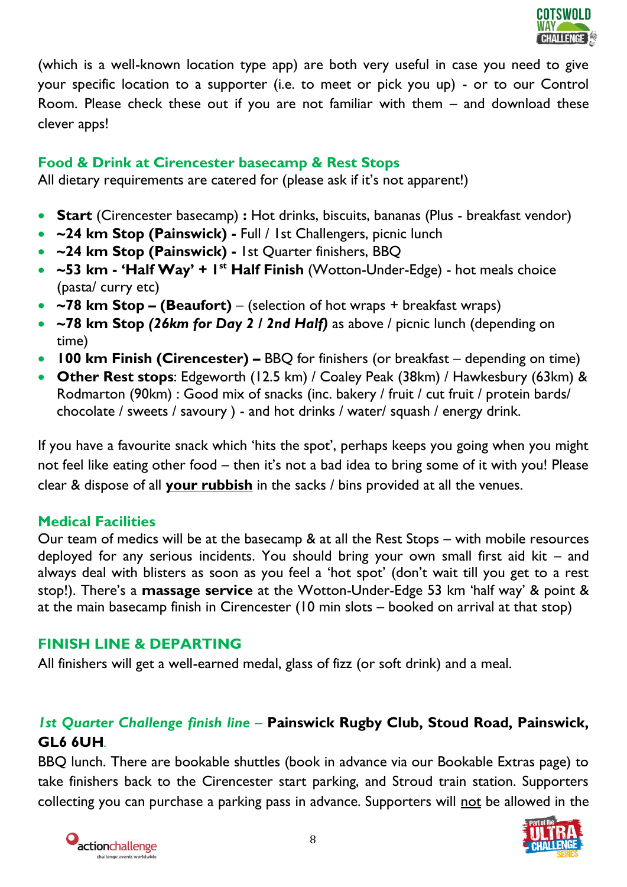(which is a well-known location type app) are both very useful in case you need to give your specific location to a supporter (i.e. to meet or pick you up) - or to our Control Room. Please check these out if you are not familiar with them – and download these clever apps!

### Food & Drink at Cirencester basecamp & Rest Stops

All dietary requirements are catered for (please ask if it's not apparent!)

- **Start** (Cirencester basecamp) **:** Hot drinks, biscuits, bananas (Plus - breakfast vendor)
- **~24 km Stop (Painswick) -** Full / 1st Challengers, picnic lunch
- **~24 km Stop (Painswick) -** 1st Quarter finishers, BBQ
- **~53 km - 'Half Way' + 1st Half Finish** (Wotton-Under-Edge) - hot meals choice (pasta/ curry etc)
- **~78 km Stop – (Beaufort)** – (selection of hot wraps + breakfast wraps)
- **~78 km Stop *(26km for Day 2 / 2nd Half)*** as above / picnic lunch (depending on time)
- **100 km Finish (Cirencester) –** BBQ for finishers (or breakfast – depending on time)
- **Other Rest stops**: Edgeworth (12.5 km) / Coaley Peak (38km) / Hawkesbury (63km) & Rodmarton (90km) : Good mix of snacks (inc. bakery / fruit / cut fruit / protein bards/ chocolate / sweets / savoury ) - and hot drinks / water/ squash / energy drink.

If you have a favourite snack which 'hits the spot', perhaps keeps you going when you might not feel like eating other food – then it's not a bad idea to bring some of it with you! Please clear & dispose of all **your rubbish** in the sacks / bins provided at all the venues.

### Medical Facilities

Our team of medics will be at the basecamp & at all the Rest Stops – with mobile resources deployed for any serious incidents. You should bring your own small first aid kit – and always deal with blisters as soon as you feel a 'hot spot' (don't wait till you get to a rest stop!). There's a **massage service** at the Wotton-Under-Edge 53 km 'half way' & point & at the main basecamp finish in Cirencester (10 min slots – booked on arrival at that stop)

### FINISH LINE & DEPARTING

All finishers will get a well-earned medal, glass of fizz (or soft drink) and a meal.

***1st Quarter Challenge finish line*** – **Painswick Rugby Club, Stoud Road, Painswick, GL6 6UH**.

BBQ lunch. There are bookable shuttles (book in advance via our Bookable Extras page) to take finishers back to the Cirencester start parking, and Stroud train station. Supporters collecting you can purchase a parking pass in advance. Supporters will not be allowed in the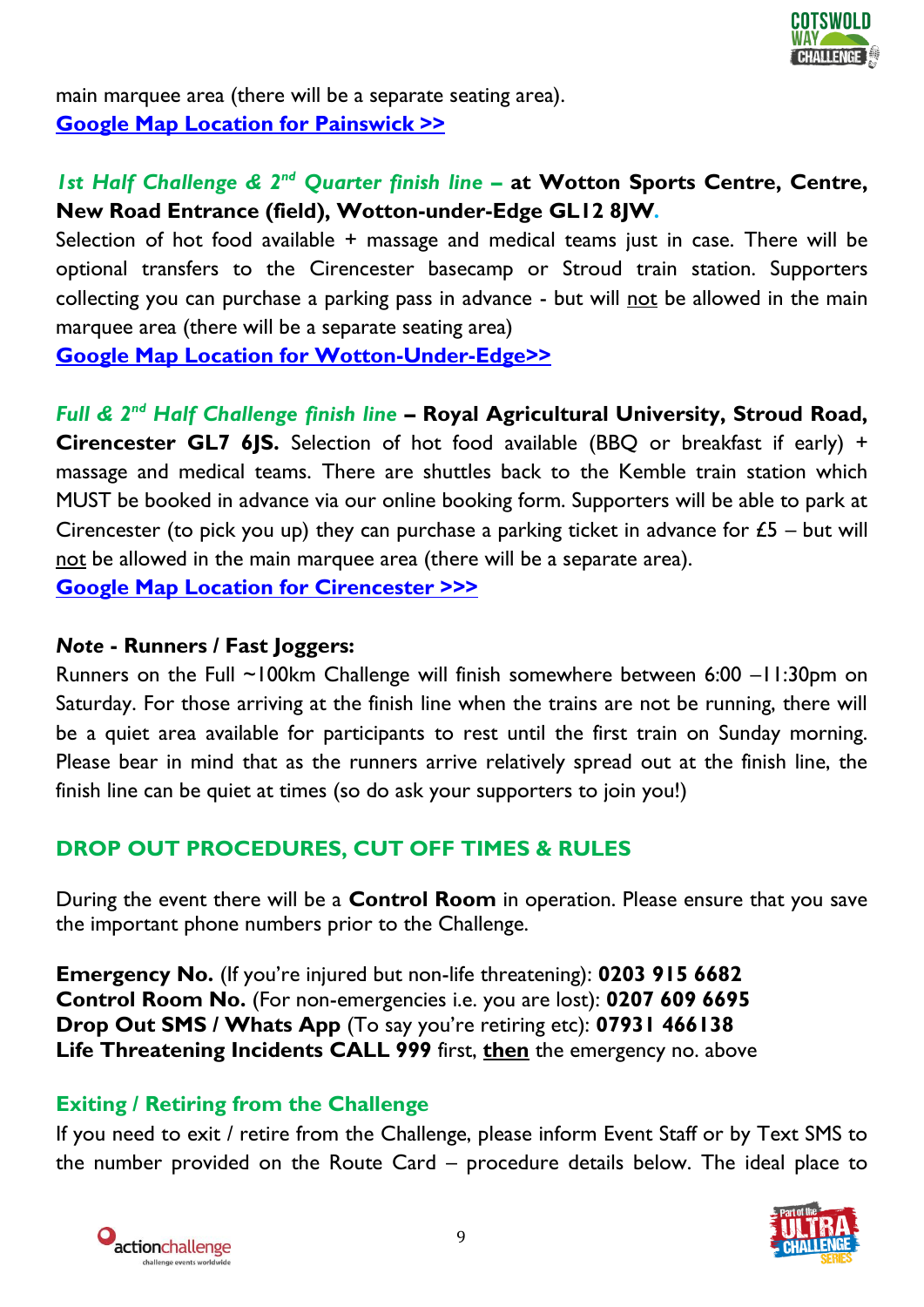main marquee area (there will be a separate seating area).
**[Google Map Location for Painswick >>]()**

***1st Half Challenge & 2nd Quarter finish line* – at Wotton Sports Centre, Centre, New Road Entrance (field), Wotton-under-Edge GL12 8JW.**
Selection of hot food available + massage and medical teams just in case. There will be optional transfers to the Cirencester basecamp or Stroud train station. Supporters collecting you can purchase a parking pass in advance - but will not be allowed in the main marquee area (there will be a separate seating area)
**[Google Map Location for Wotton-Under-Edge>>]()**

***Full & 2nd Half Challenge finish line* – Royal Agricultural University, Stroud Road, Cirencester GL7 6JS.** Selection of hot food available (BBQ or breakfast if early) + massage and medical teams. There are shuttles back to the Kemble train station which MUST be booked in advance via our online booking form. Supporters will be able to park at Cirencester (to pick you up) they can purchase a parking ticket in advance for £5 – but will not be allowed in the main marquee area (there will be a separate area).
**[Google Map Location for Cirencester >>>]()**

***Note* - Runners / Fast Joggers:**
Runners on the Full ~100km Challenge will finish somewhere between 6:00 –11:30pm on Saturday. For those arriving at the finish line when the trains are not be running, there will be a quiet area available for participants to rest until the first train on Sunday morning. Please bear in mind that as the runners arrive relatively spread out at the finish line, the finish line can be quiet at times (so do ask your supporters to join you!)

## DROP OUT PROCEDURES, CUT OFF TIMES & RULES

During the event there will be a **Control Room** in operation. Please ensure that you save the important phone numbers prior to the Challenge.

**Emergency No.** (If you're injured but non-life threatening): **0203 915 6682**
**Control Room No.** (For non-emergencies i.e. you are lost): **0207 609 6695**
**Drop Out SMS / Whats App** (To say you're retiring etc): **07931 466138**
**Life Threatening Incidents CALL 999** first, **then** the emergency no. above

### Exiting / Retiring from the Challenge

If you need to exit / retire from the Challenge, please inform Event Staff or by Text SMS to the number provided on the Route Card – procedure details below. The ideal place to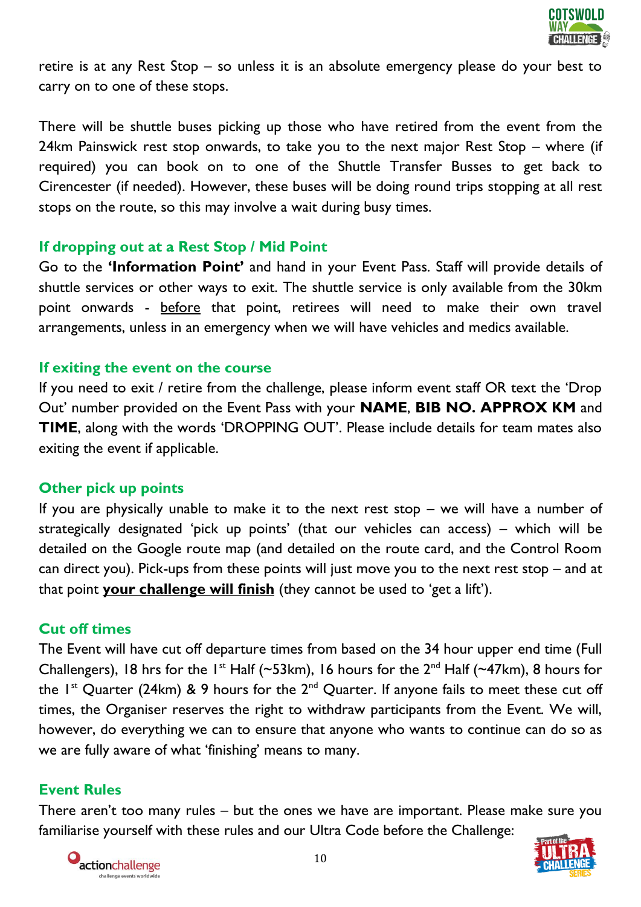retire is at any Rest Stop – so unless it is an absolute emergency please do your best to carry on to one of these stops.

There will be shuttle buses picking up those who have retired from the event from the 24km Painswick rest stop onwards, to take you to the next major Rest Stop – where (if required) you can book on to one of the Shuttle Transfer Busses to get back to Cirencester (if needed). However, these buses will be doing round trips stopping at all rest stops on the route, so this may involve a wait during busy times.

### If dropping out at a Rest Stop / Mid Point

Go to the **'Information Point'** and hand in your Event Pass. Staff will provide details of shuttle services or other ways to exit. The shuttle service is only available from the 30km point onwards - before that point, retirees will need to make their own travel arrangements, unless in an emergency when we will have vehicles and medics available.

### If exiting the event on the course

If you need to exit / retire from the challenge, please inform event staff OR text the 'Drop Out' number provided on the Event Pass with your **NAME**, **BIB NO. APPROX KM** and **TIME**, along with the words 'DROPPING OUT'. Please include details for team mates also exiting the event if applicable.

### Other pick up points

If you are physically unable to make it to the next rest stop – we will have a number of strategically designated 'pick up points' (that our vehicles can access) – which will be detailed on the Google route map (and detailed on the route card, and the Control Room can direct you). Pick-ups from these points will just move you to the next rest stop – and at that point **your challenge will finish** (they cannot be used to 'get a lift').

### Cut off times

The Event will have cut off departure times from based on the 34 hour upper end time (Full Challengers), 18 hrs for the 1st Half (~53km), 16 hours for the 2nd Half (~47km), 8 hours for the 1st Quarter (24km) & 9 hours for the 2nd Quarter. If anyone fails to meet these cut off times, the Organiser reserves the right to withdraw participants from the Event. We will, however, do everything we can to ensure that anyone who wants to continue can do so as we are fully aware of what 'finishing' means to many.

### Event Rules

There aren't too many rules – but the ones we have are important. Please make sure you familiarise yourself with these rules and our Ultra Code before the Challenge: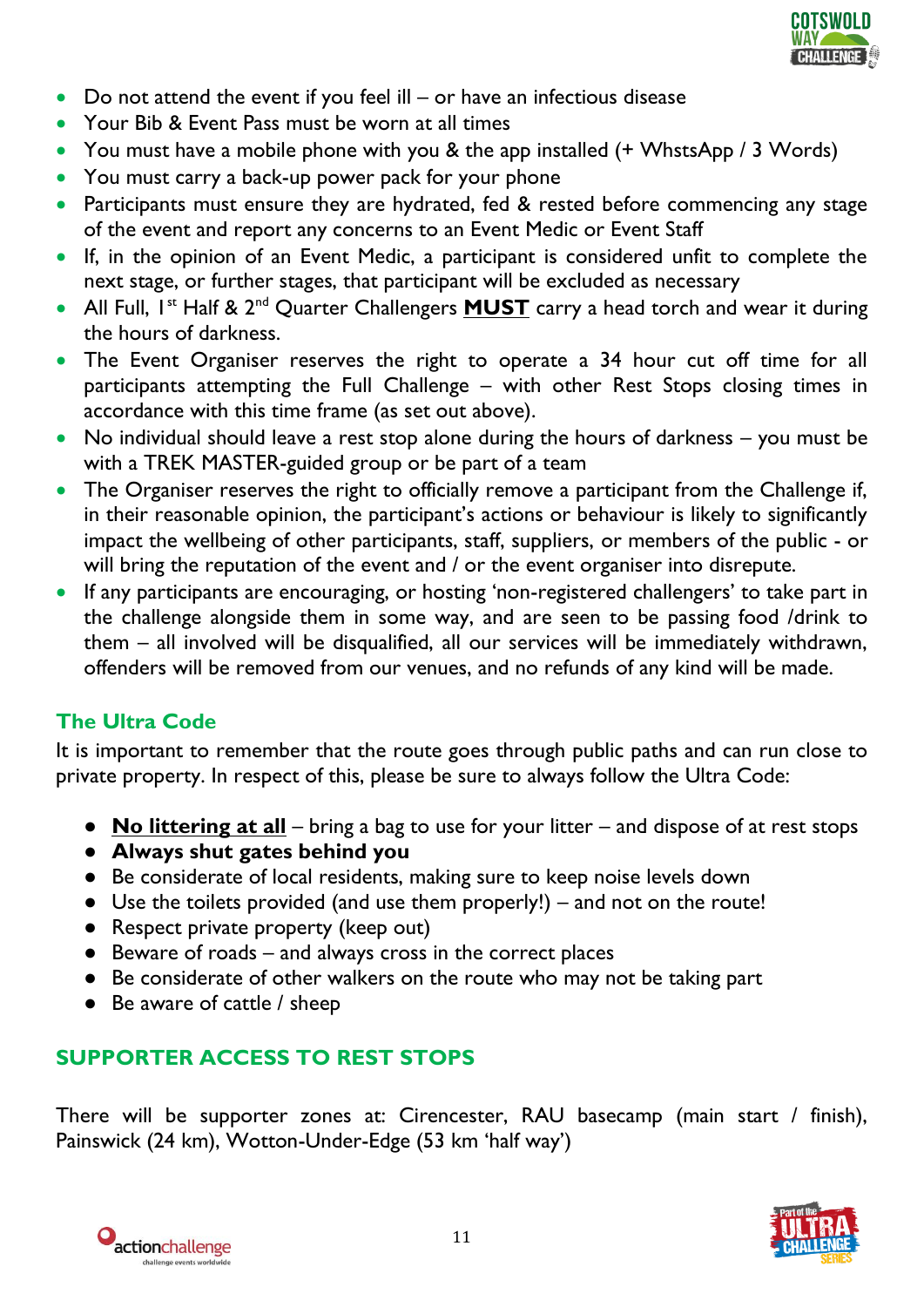- Do not attend the event if you feel ill – or have an infectious disease
- Your Bib & Event Pass must be worn at all times
- You must have a mobile phone with you & the app installed (+ WhstsApp / 3 Words)
- You must carry a back-up power pack for your phone
- Participants must ensure they are hydrated, fed & rested before commencing any stage of the event and report any concerns to an Event Medic or Event Staff
- If, in the opinion of an Event Medic, a participant is considered unfit to complete the next stage, or further stages, that participant will be excluded as necessary
- All Full, 1st Half & 2nd Quarter Challengers **MUST** carry a head torch and wear it during the hours of darkness.
- The Event Organiser reserves the right to operate a 34 hour cut off time for all participants attempting the Full Challenge – with other Rest Stops closing times in accordance with this time frame (as set out above).
- No individual should leave a rest stop alone during the hours of darkness – you must be with a TREK MASTER-guided group or be part of a team
- The Organiser reserves the right to officially remove a participant from the Challenge if, in their reasonable opinion, the participant's actions or behaviour is likely to significantly impact the wellbeing of other participants, staff, suppliers, or members of the public - or will bring the reputation of the event and / or the event organiser into disrepute.
- If any participants are encouraging, or hosting 'non-registered challengers' to take part in the challenge alongside them in some way, and are seen to be passing food /drink to them – all involved will be disqualified, all our services will be immediately withdrawn, offenders will be removed from our venues, and no refunds of any kind will be made.

## The Ultra Code

It is important to remember that the route goes through public paths and can run close to private property. In respect of this, please be sure to always follow the Ultra Code:

- **No littering at all** – bring a bag to use for your litter – and dispose of at rest stops
- **Always shut gates behind you**
- Be considerate of local residents, making sure to keep noise levels down
- Use the toilets provided (and use them properly!) – and not on the route!
- Respect private property (keep out)
- Beware of roads – and always cross in the correct places
- Be considerate of other walkers on the route who may not be taking part
- Be aware of cattle / sheep

## SUPPORTER ACCESS TO REST STOPS

There will be supporter zones at: Cirencester, RAU basecamp (main start / finish), Painswick (24 km), Wotton-Under-Edge (53 km 'half way')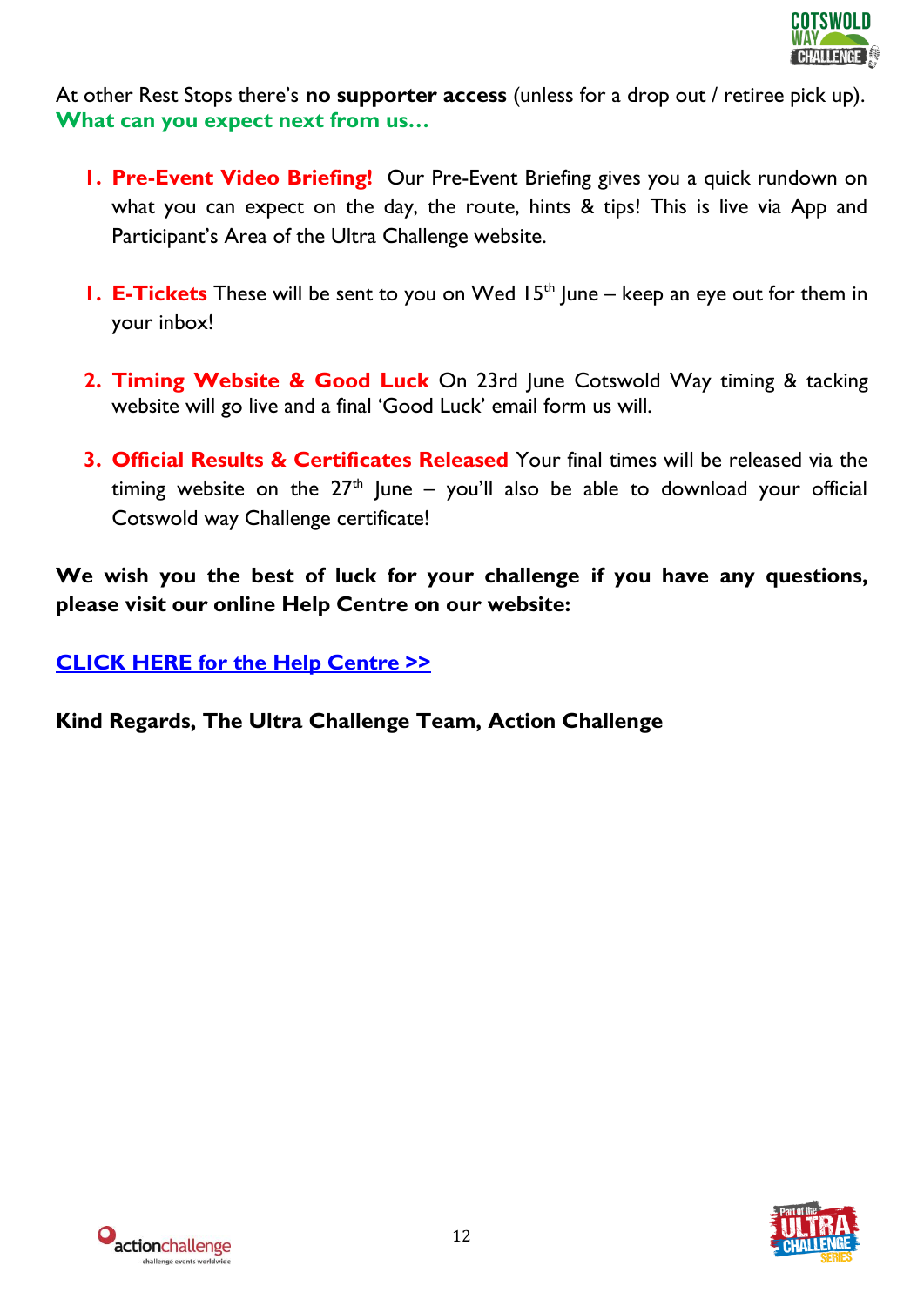At other Rest Stops there's **no supporter access** (unless for a drop out / retiree pick up).

**What can you expect next from us…**

1. **Pre-Event Video Briefing!** Our Pre-Event Briefing gives you a quick rundown on what you can expect on the day, the route, hints & tips! This is live via App and Participant's Area of the Ultra Challenge website.

1. **E-Tickets** These will be sent to you on Wed 15th June – keep an eye out for them in your inbox!

2. **Timing Website & Good Luck** On 23rd June Cotswold Way timing & tacking website will go live and a final 'Good Luck' email form us will.

3. **Official Results & Certificates Released** Your final times will be released via the timing website on the 27th June – you'll also be able to download your official Cotswold way Challenge certificate!

**We wish you the best of luck for your challenge if you have any questions, please visit our online Help Centre on our website:**

**[CLICK HERE for the Help Centre >>]**

**Kind Regards, The Ultra Challenge Team, Action Challenge**